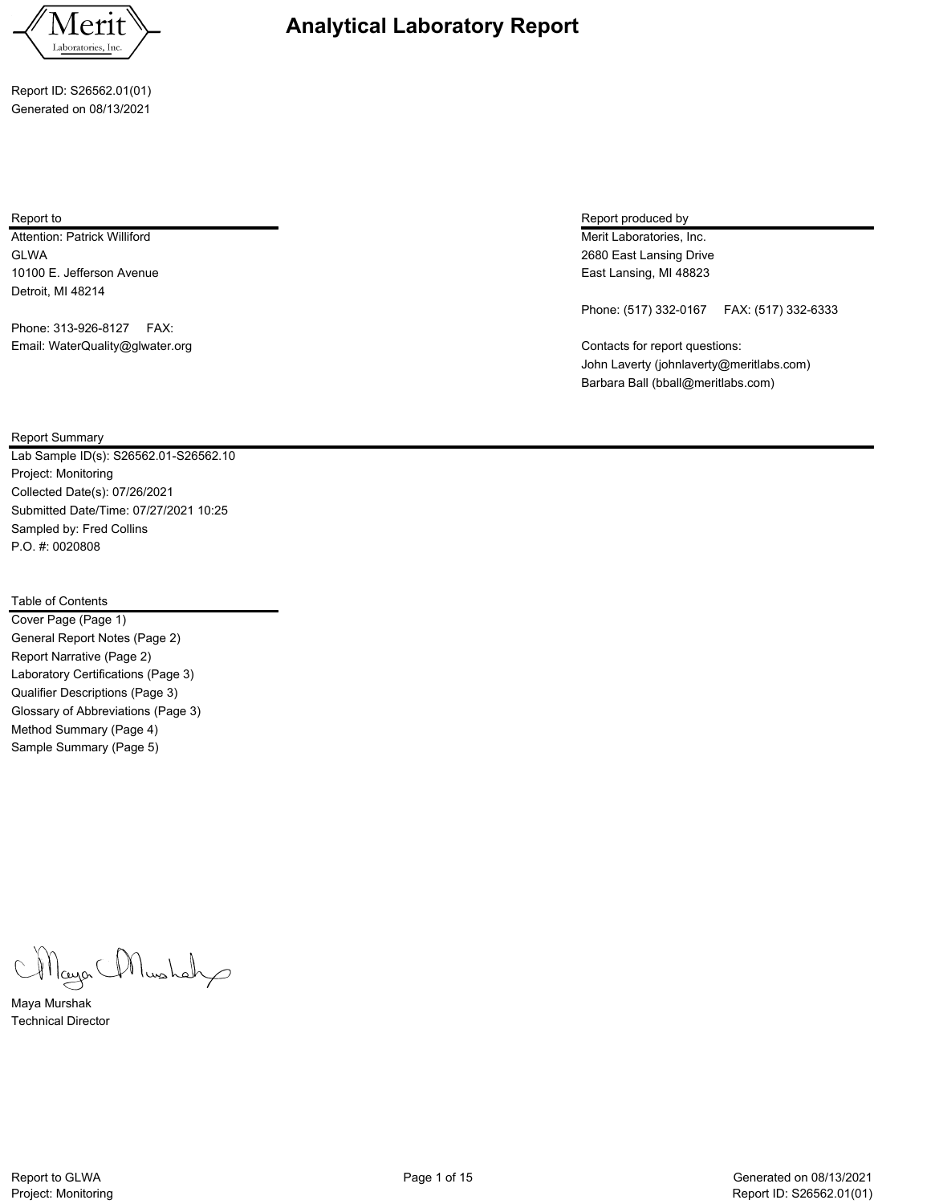# Analytical Laboratory Report

Merit Laboratories, Inc.

Report ID: S26562.01(01)
Generated on 08/13/2021

## Report to

Attention: Patrick Williford
GLWA
10100 E. Jefferson Avenue
Detroit, MI 48214

Phone: 313-926-8127 FAX:
Email: WaterQuality@glwater.org

## Report produced by

Merit Laboratories, Inc.
2680 East Lansing Drive
East Lansing, MI 48823

Phone: (517) 332-0167 FAX: (517) 332-6333

Contacts for report questions:
John Laverty (johnlaverty@meritlabs.com)
Barbara Ball (bball@meritlabs.com)

## Report Summary

Lab Sample ID(s): S26562.01-S26562.10
Project: Monitoring
Collected Date(s): 07/26/2021
Submitted Date/Time: 07/27/2021 10:25
Sampled by: Fred Collins
P.O. #: 0020808

## Table of Contents

Cover Page (Page 1)
General Report Notes (Page 2)
Report Narrative (Page 2)
Laboratory Certifications (Page 3)
Qualifier Descriptions (Page 3)
Glossary of Abbreviations (Page 3)
Method Summary (Page 4)
Sample Summary (Page 5)

Maya Murshak
Technical Director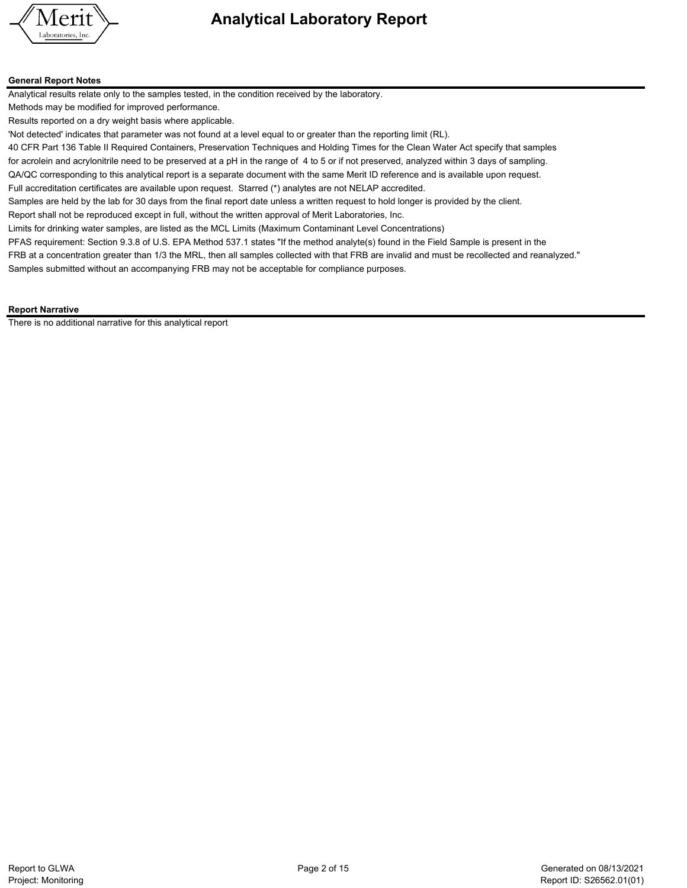## General Report Notes

Analytical results relate only to the samples tested, in the condition received by the laboratory.

Methods may be modified for improved performance.

Results reported on a dry weight basis where applicable.

'Not detected' indicates that parameter was not found at a level equal to or greater than the reporting limit (RL).

40 CFR Part 136 Table II Required Containers, Preservation Techniques and Holding Times for the Clean Water Act specify that samples for acrolein and acrylonitrile need to be preserved at a pH in the range of 4 to 5 or if not preserved, analyzed within 3 days of sampling.

QA/QC corresponding to this analytical report is a separate document with the same Merit ID reference and is available upon request.

Full accreditation certificates are available upon request. Starred (*) analytes are not NELAP accredited.

Samples are held by the lab for 30 days from the final report date unless a written request to hold longer is provided by the client.

Report shall not be reproduced except in full, without the written approval of Merit Laboratories, Inc.

Limits for drinking water samples, are listed as the MCL Limits (Maximum Contaminant Level Concentrations)

PFAS requirement: Section 9.3.8 of U.S. EPA Method 537.1 states "If the method analyte(s) found in the Field Sample is present in the FRB at a concentration greater than 1/3 the MRL, then all samples collected with that FRB are invalid and must be recollected and reanalyzed."

Samples submitted without an accompanying FRB may not be acceptable for compliance purposes.

## Report Narrative

There is no additional narrative for this analytical report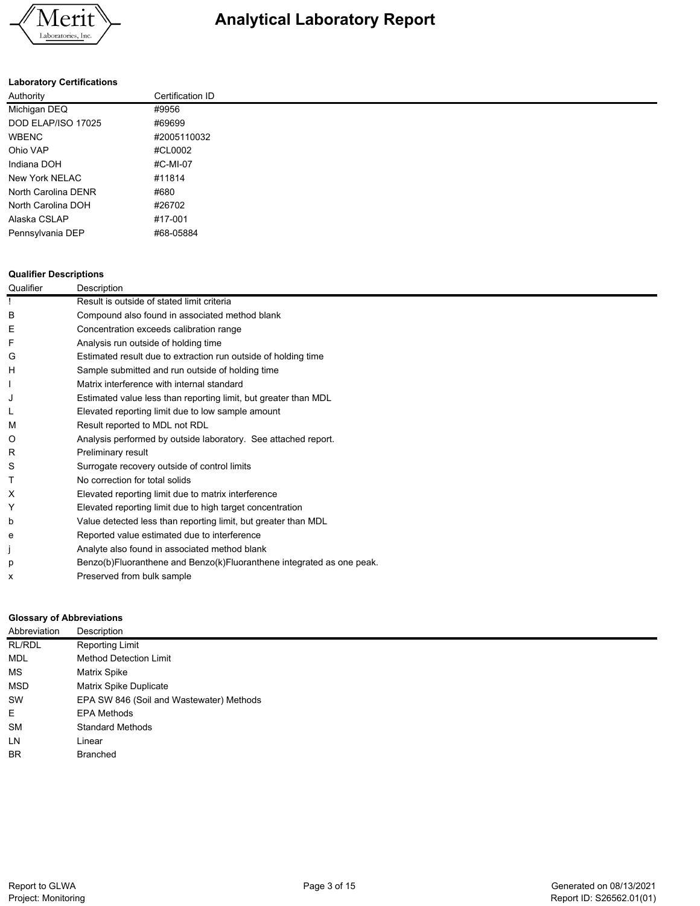# Analytical Laboratory Report

**Laboratory Certifications**

| Authority | Certification ID |
|---|---|
| Michigan DEQ | #9956 |
| DOD ELAP/ISO 17025 | #69699 |
| WBENC | #2005110032 |
| Ohio VAP | #CL0002 |
| Indiana DOH | #C-MI-07 |
| New York NELAC | #11814 |
| North Carolina DENR | #680 |
| North Carolina DOH | #26702 |
| Alaska CSLAP | #17-001 |
| Pennsylvania DEP | #68-05884 |

**Qualifier Descriptions**

| Qualifier | Description |
|---|---|
| ! | Result is outside of stated limit criteria |
| B | Compound also found in associated method blank |
| E | Concentration exceeds calibration range |
| F | Analysis run outside of holding time |
| G | Estimated result due to extraction run outside of holding time |
| H | Sample submitted and run outside of holding time |
| I | Matrix interference with internal standard |
| J | Estimated value less than reporting limit, but greater than MDL |
| L | Elevated reporting limit due to low sample amount |
| M | Result reported to MDL not RDL |
| O | Analysis performed by outside laboratory. See attached report. |
| R | Preliminary result |
| S | Surrogate recovery outside of control limits |
| T | No correction for total solids |
| X | Elevated reporting limit due to matrix interference |
| Y | Elevated reporting limit due to high target concentration |
| b | Value detected less than reporting limit, but greater than MDL |
| e | Reported value estimated due to interference |
| j | Analyte also found in associated method blank |
| p | Benzo(b)Fluoranthene and Benzo(k)Fluoranthene integrated as one peak. |
| x | Preserved from bulk sample |

**Glossary of Abbreviations**

| Abbreviation | Description |
|---|---|
| RL/RDL | Reporting Limit |
| MDL | Method Detection Limit |
| MS | Matrix Spike |
| MSD | Matrix Spike Duplicate |
| SW | EPA SW 846 (Soil and Wastewater) Methods |
| E | EPA Methods |
| SM | Standard Methods |
| LN | Linear |
| BR | Branched |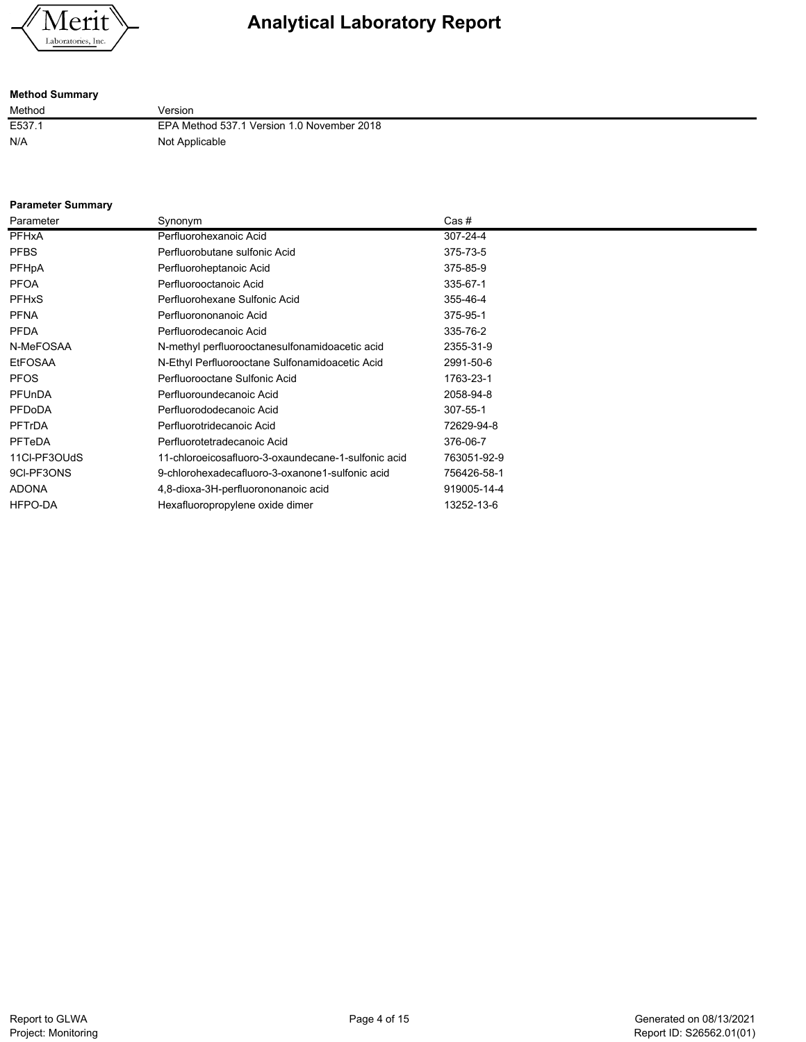# Analytical Laboratory Report

**Method Summary**

| Method | Version |
|---|---|
| E537.1 | EPA Method 537.1 Version 1.0 November 2018 |
| N/A | Not Applicable |

**Parameter Summary**

| Parameter | Synonym | Cas # |
|---|---|---|
| PFHxA | Perfluorohexanoic Acid | 307-24-4 |
| PFBS | Perfluorobutane sulfonic Acid | 375-73-5 |
| PFHpA | Perfluoroheptanoic Acid | 375-85-9 |
| PFOA | Perfluorooctanoic Acid | 335-67-1 |
| PFHxS | Perfluorohexane Sulfonic Acid | 355-46-4 |
| PFNA | Perfluorononanoic Acid | 375-95-1 |
| PFDA | Perfluorodecanoic Acid | 335-76-2 |
| N-MeFOSAA | N-methyl perfluorooctanesulfonamidoacetic acid | 2355-31-9 |
| EtFOSAA | N-Ethyl Perfluorooctane Sulfonamidoacetic Acid | 2991-50-6 |
| PFOS | Perfluorooctane Sulfonic Acid | 1763-23-1 |
| PFUnDA | Perfluoroundecanoic Acid | 2058-94-8 |
| PFDoDA | Perfluorododecanoic Acid | 307-55-1 |
| PFTrDA | Perfluorotridecanoic Acid | 72629-94-8 |
| PFTeDA | Perfluorotetradecanoic Acid | 376-06-7 |
| 11Cl-PF3OUdS | 11-chloroeicosafluoro-3-oxaundecane-1-sulfonic acid | 763051-92-9 |
| 9Cl-PF3ONS | 9-chlorohexadecafluoro-3-oxanone1-sulfonic acid | 756426-58-1 |
| ADONA | 4,8-dioxa-3H-perfluorononanoic acid | 919005-14-4 |
| HFPO-DA | Hexafluoropropylene oxide dimer | 13252-13-6 |

Report to GLWA
Project: Monitoring

Generated on 08/13/2021
Report ID: S26562.01(01)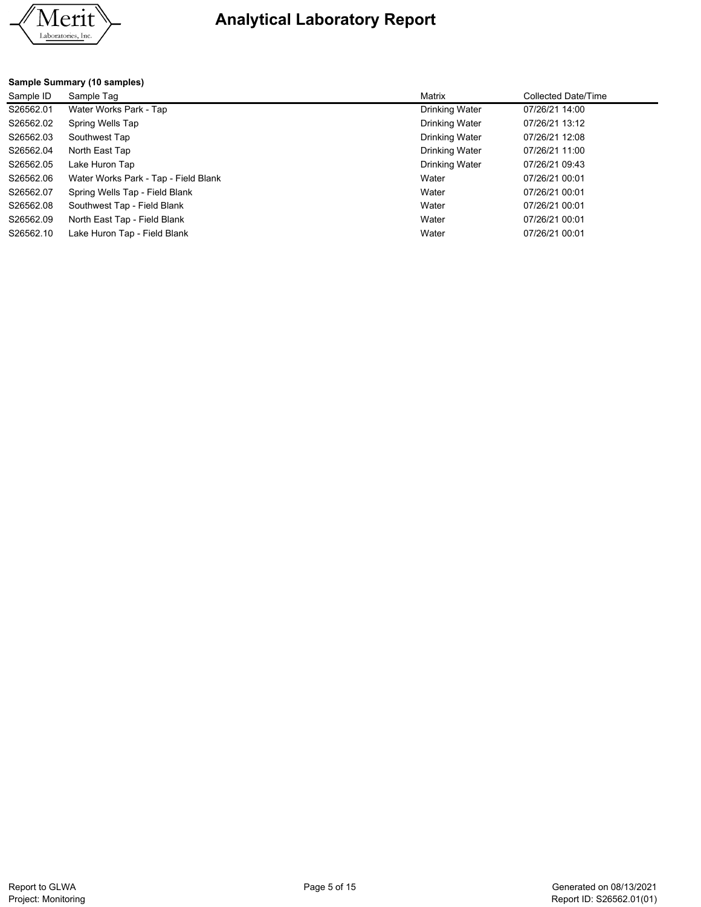# Analytical Laboratory Report

**Sample Summary (10 samples)**

| Sample ID | Sample Tag | Matrix | Collected Date/Time |
|---|---|---|---|
| S26562.01 | Water Works Park - Tap | Drinking Water | 07/26/21 14:00 |
| S26562.02 | Spring Wells Tap | Drinking Water | 07/26/21 13:12 |
| S26562.03 | Southwest Tap | Drinking Water | 07/26/21 12:08 |
| S26562.04 | North East Tap | Drinking Water | 07/26/21 11:00 |
| S26562.05 | Lake Huron Tap | Drinking Water | 07/26/21 09:43 |
| S26562.06 | Water Works Park - Tap - Field Blank | Water | 07/26/21 00:01 |
| S26562.07 | Spring Wells Tap - Field Blank | Water | 07/26/21 00:01 |
| S26562.08 | Southwest Tap - Field Blank | Water | 07/26/21 00:01 |
| S26562.09 | North East Tap - Field Blank | Water | 07/26/21 00:01 |
| S26562.10 | Lake Huron Tap - Field Blank | Water | 07/26/21 00:01 |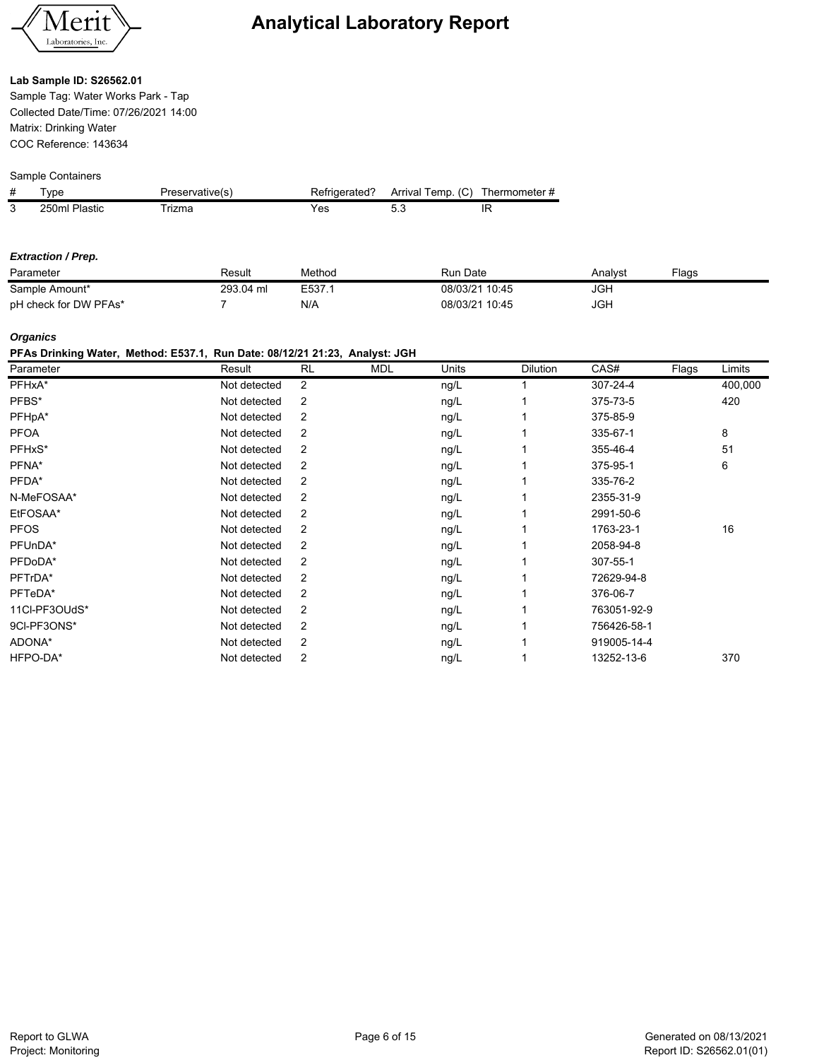# Analytical Laboratory Report

Merit Laboratories, Inc.

**Lab Sample ID: S26562.01**

Sample Tag: Water Works Park - Tap
Collected Date/Time: 07/26/2021 14:00
Matrix: Drinking Water
COC Reference: 143634

Sample Containers

| # | Type | Preservative(s) | Refrigerated? | Arrival Temp. (C) | Thermometer # |
|---|---|---|---|---|---|
| 3 | 250ml Plastic | Trizma | Yes | 5.3 | IR |

***Extraction / Prep.***

| Parameter | Result | Method | Run Date | Analyst | Flags |
|---|---|---|---|---|---|
| Sample Amount* | 293.04 ml | E537.1 | 08/03/21 10:45 | JGH | |
| pH check for DW PFAs* | 7 | N/A | 08/03/21 10:45 | JGH | |

***Organics***

**PFAs Drinking Water, Method: E537.1, Run Date: 08/12/21 21:23, Analyst: JGH**

| Parameter | Result | RL | MDL | Units | Dilution | CAS# | Flags | Limits |
|---|---|---|---|---|---|---|---|---|
| PFHxA* | Not detected | 2 | | ng/L | 1 | 307-24-4 | | 400,000 |
| PFBS* | Not detected | 2 | | ng/L | 1 | 375-73-5 | | 420 |
| PFHpA* | Not detected | 2 | | ng/L | 1 | 375-85-9 | | |
| PFOA | Not detected | 2 | | ng/L | 1 | 335-67-1 | | 8 |
| PFHxS* | Not detected | 2 | | ng/L | 1 | 355-46-4 | | 51 |
| PFNA* | Not detected | 2 | | ng/L | 1 | 375-95-1 | | 6 |
| PFDA* | Not detected | 2 | | ng/L | 1 | 335-76-2 | | |
| N-MeFOSAA* | Not detected | 2 | | ng/L | 1 | 2355-31-9 | | |
| EtFOSAA* | Not detected | 2 | | ng/L | 1 | 2991-50-6 | | |
| PFOS | Not detected | 2 | | ng/L | 1 | 1763-23-1 | | 16 |
| PFUnDA* | Not detected | 2 | | ng/L | 1 | 2058-94-8 | | |
| PFDoDA* | Not detected | 2 | | ng/L | 1 | 307-55-1 | | |
| PFTrDA* | Not detected | 2 | | ng/L | 1 | 72629-94-8 | | |
| PFTeDA* | Not detected | 2 | | ng/L | 1 | 376-06-7 | | |
| 11Cl-PF3OUdS* | Not detected | 2 | | ng/L | 1 | 763051-92-9 | | |
| 9Cl-PF3ONS* | Not detected | 2 | | ng/L | 1 | 756426-58-1 | | |
| ADONA* | Not detected | 2 | | ng/L | 1 | 919005-14-4 | | |
| HFPO-DA* | Not detected | 2 | | ng/L | 1 | 13252-13-6 | | 370 |

Report to GLWA
Project: Monitoring

Generated on 08/13/2021
Report ID: S26562.01(01)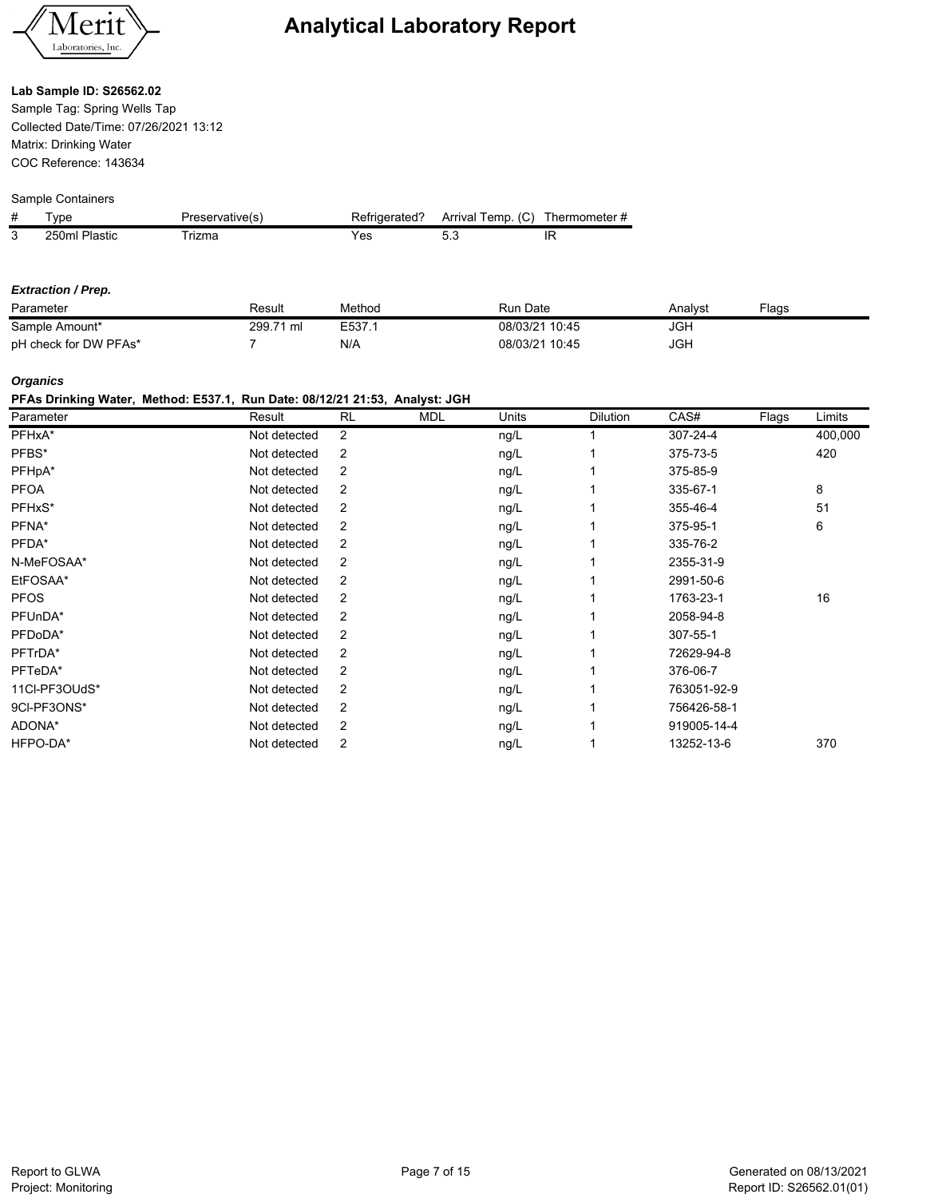# Analytical Laboratory Report

**Lab Sample ID: S26562.02**

Sample Tag: Spring Wells Tap
Collected Date/Time: 07/26/2021 13:12
Matrix: Drinking Water
COC Reference: 143634

Sample Containers

| # | Type | Preservative(s) | Refrigerated? | Arrival Temp. (C) | Thermometer # |
|---|---|---|---|---|---|
| 3 | 250ml Plastic | Trizma | Yes | 5.3 | IR |

***Extraction / Prep.***

| Parameter | Result | Method | Run Date | Analyst | Flags |
|---|---|---|---|---|---|
| Sample Amount* | 299.71 ml | E537.1 | 08/03/21 10:45 | JGH | |
| pH check for DW PFAs* | 7 | N/A | 08/03/21 10:45 | JGH | |

***Organics***

**PFAs Drinking Water, Method: E537.1, Run Date: 08/12/21 21:53, Analyst: JGH**

| Parameter | Result | RL | MDL | Units | Dilution | CAS# | Flags | Limits |
|---|---|---|---|---|---|---|---|---|
| PFHxA* | Not detected | 2 | | ng/L | 1 | 307-24-4 | | 400,000 |
| PFBS* | Not detected | 2 | | ng/L | 1 | 375-73-5 | | 420 |
| PFHpA* | Not detected | 2 | | ng/L | 1 | 375-85-9 | | |
| PFOA | Not detected | 2 | | ng/L | 1 | 335-67-1 | | 8 |
| PFHxS* | Not detected | 2 | | ng/L | 1 | 355-46-4 | | 51 |
| PFNA* | Not detected | 2 | | ng/L | 1 | 375-95-1 | | 6 |
| PFDA* | Not detected | 2 | | ng/L | 1 | 335-76-2 | | |
| N-MeFOSAA* | Not detected | 2 | | ng/L | 1 | 2355-31-9 | | |
| EtFOSAA* | Not detected | 2 | | ng/L | 1 | 2991-50-6 | | |
| PFOS | Not detected | 2 | | ng/L | 1 | 1763-23-1 | | 16 |
| PFUnDA* | Not detected | 2 | | ng/L | 1 | 2058-94-8 | | |
| PFDoDA* | Not detected | 2 | | ng/L | 1 | 307-55-1 | | |
| PFTrDA* | Not detected | 2 | | ng/L | 1 | 72629-94-8 | | |
| PFTeDA* | Not detected | 2 | | ng/L | 1 | 376-06-7 | | |
| 11Cl-PF3OUdS* | Not detected | 2 | | ng/L | 1 | 763051-92-9 | | |
| 9Cl-PF3ONS* | Not detected | 2 | | ng/L | 1 | 756426-58-1 | | |
| ADONA* | Not detected | 2 | | ng/L | 1 | 919005-14-4 | | |
| HFPO-DA* | Not detected | 2 | | ng/L | 1 | 13252-13-6 | | 370 |

Report to GLWA
Project: Monitoring

Generated on 08/13/2021
Report ID: S26562.01(01)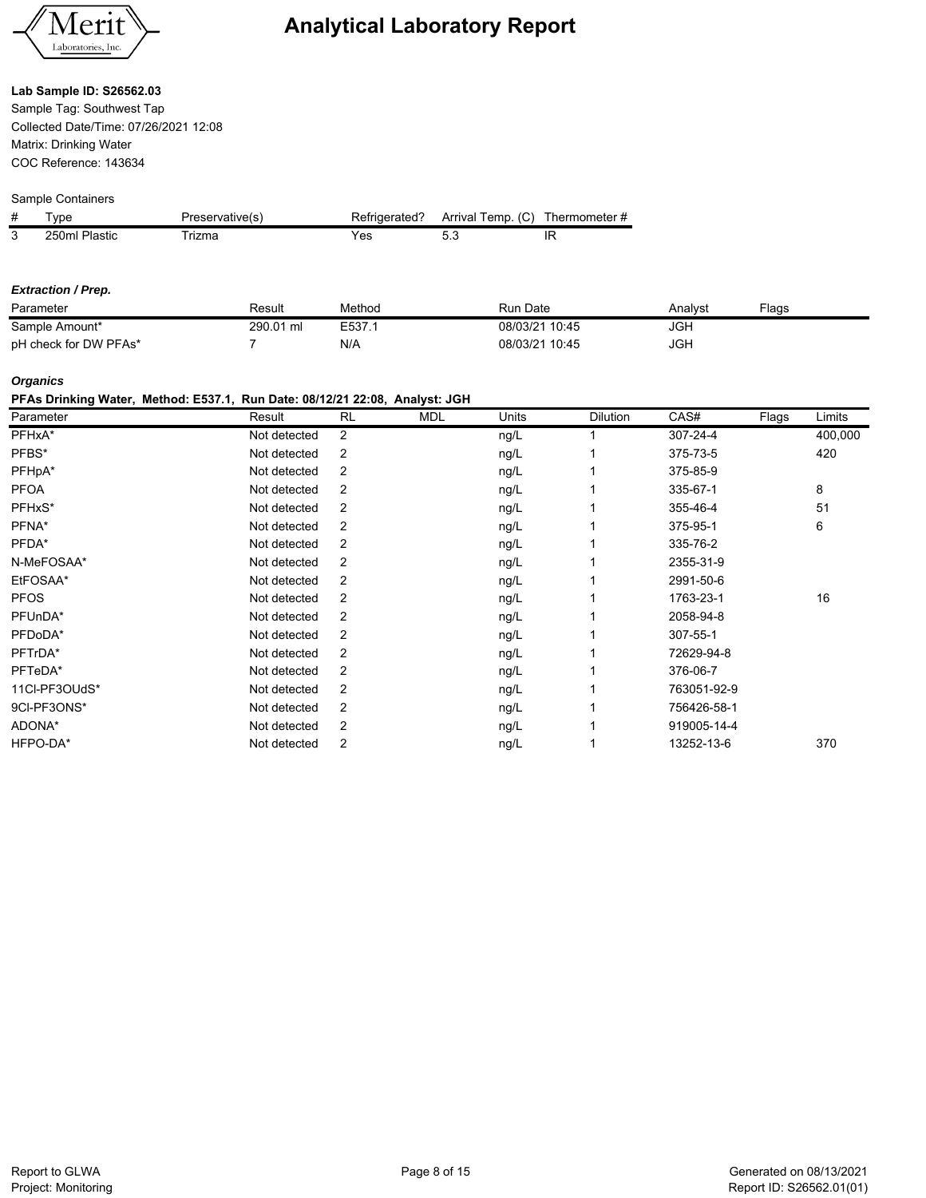# Analytical Laboratory Report

**Lab Sample ID: S26562.03**

Sample Tag: Southwest Tap
Collected Date/Time: 07/26/2021 12:08
Matrix: Drinking Water
COC Reference: 143634

Sample Containers

| # | Type | Preservative(s) | Refrigerated? | Arrival Temp. (C) | Thermometer # |
|---|---|---|---|---|---|
| 3 | 250ml Plastic | Trizma | Yes | 5.3 | IR |

***Extraction / Prep.***

| Parameter | Result | Method | Run Date | Analyst | Flags |
|---|---|---|---|---|---|
| Sample Amount* | 290.01 ml | E537.1 | 08/03/21 10:45 | JGH | |
| pH check for DW PFAs* | 7 | N/A | 08/03/21 10:45 | JGH | |

***Organics***

**PFAs Drinking Water, Method: E537.1, Run Date: 08/12/21 22:08, Analyst: JGH**

| Parameter | Result | RL | MDL | Units | Dilution | CAS# | Flags | Limits |
|---|---|---|---|---|---|---|---|---|
| PFHxA* | Not detected | 2 | | ng/L | 1 | 307-24-4 | | 400,000 |
| PFBS* | Not detected | 2 | | ng/L | 1 | 375-73-5 | | 420 |
| PFHpA* | Not detected | 2 | | ng/L | 1 | 375-85-9 | | |
| PFOA | Not detected | 2 | | ng/L | 1 | 335-67-1 | | 8 |
| PFHxS* | Not detected | 2 | | ng/L | 1 | 355-46-4 | | 51 |
| PFNA* | Not detected | 2 | | ng/L | 1 | 375-95-1 | | 6 |
| PFDA* | Not detected | 2 | | ng/L | 1 | 335-76-2 | | |
| N-MeFOSAA* | Not detected | 2 | | ng/L | 1 | 2355-31-9 | | |
| EtFOSAA* | Not detected | 2 | | ng/L | 1 | 2991-50-6 | | |
| PFOS | Not detected | 2 | | ng/L | 1 | 1763-23-1 | | 16 |
| PFUnDA* | Not detected | 2 | | ng/L | 1 | 2058-94-8 | | |
| PFDoDA* | Not detected | 2 | | ng/L | 1 | 307-55-1 | | |
| PFTrDA* | Not detected | 2 | | ng/L | 1 | 72629-94-8 | | |
| PFTeDA* | Not detected | 2 | | ng/L | 1 | 376-06-7 | | |
| 11Cl-PF3OUdS* | Not detected | 2 | | ng/L | 1 | 763051-92-9 | | |
| 9Cl-PF3ONS* | Not detected | 2 | | ng/L | 1 | 756426-58-1 | | |
| ADONA* | Not detected | 2 | | ng/L | 1 | 919005-14-4 | | |
| HFPO-DA* | Not detected | 2 | | ng/L | 1 | 13252-13-6 | | 370 |

Report to GLWA
Project: Monitoring

Generated on 08/13/2021
Report ID: S26562.01(01)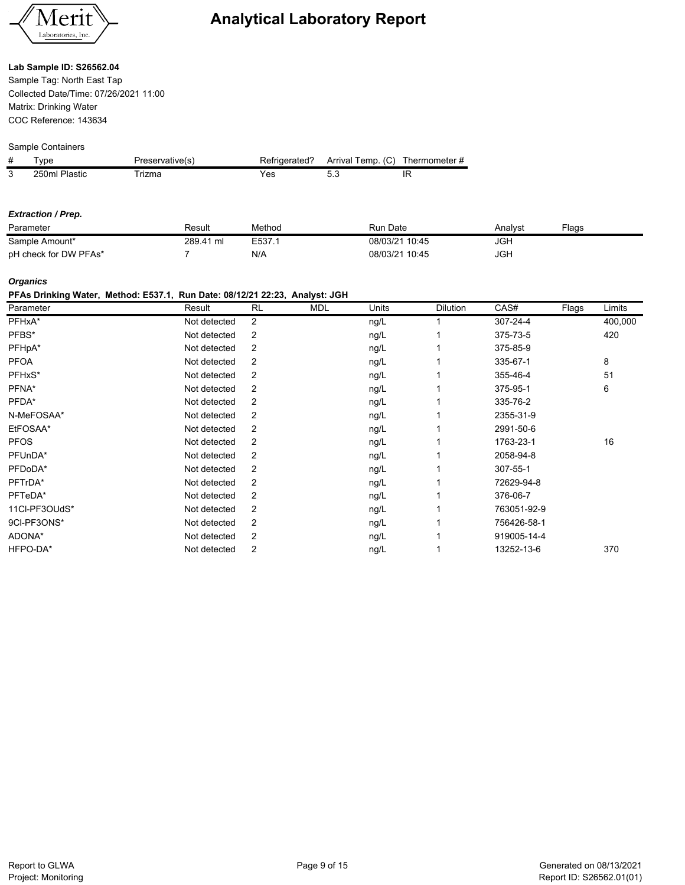# Analytical Laboratory Report

Merit Laboratories, Inc.

**Lab Sample ID: S26562.04**

Sample Tag: North East Tap
Collected Date/Time: 07/26/2021 11:00
Matrix: Drinking Water
COC Reference: 143634

Sample Containers

| # | Type | Preservative(s) | Refrigerated? | Arrival Temp. (C) | Thermometer # |
|---|---|---|---|---|---|
| 3 | 250ml Plastic | Trizma | Yes | 5.3 | IR |

***Extraction / Prep.***

| Parameter | Result | Method | Run Date | Analyst | Flags |
|---|---|---|---|---|---|
| Sample Amount* | 289.41 ml | E537.1 | 08/03/21 10:45 | JGH | |
| pH check for DW PFAs* | 7 | N/A | 08/03/21 10:45 | JGH | |

***Organics***

**PFAs Drinking Water, Method: E537.1, Run Date: 08/12/21 22:23, Analyst: JGH**

| Parameter | Result | RL | MDL | Units | Dilution | CAS# | Flags | Limits |
|---|---|---|---|---|---|---|---|---|
| PFHxA* | Not detected | 2 | | ng/L | 1 | 307-24-4 | | 400,000 |
| PFBS* | Not detected | 2 | | ng/L | 1 | 375-73-5 | | 420 |
| PFHpA* | Not detected | 2 | | ng/L | 1 | 375-85-9 | | |
| PFOA | Not detected | 2 | | ng/L | 1 | 335-67-1 | | 8 |
| PFHxS* | Not detected | 2 | | ng/L | 1 | 355-46-4 | | 51 |
| PFNA* | Not detected | 2 | | ng/L | 1 | 375-95-1 | | 6 |
| PFDA* | Not detected | 2 | | ng/L | 1 | 335-76-2 | | |
| N-MeFOSAA* | Not detected | 2 | | ng/L | 1 | 2355-31-9 | | |
| EtFOSAA* | Not detected | 2 | | ng/L | 1 | 2991-50-6 | | |
| PFOS | Not detected | 2 | | ng/L | 1 | 1763-23-1 | | 16 |
| PFUnDA* | Not detected | 2 | | ng/L | 1 | 2058-94-8 | | |
| PFDoDA* | Not detected | 2 | | ng/L | 1 | 307-55-1 | | |
| PFTrDA* | Not detected | 2 | | ng/L | 1 | 72629-94-8 | | |
| PFTeDA* | Not detected | 2 | | ng/L | 1 | 376-06-7 | | |
| 11Cl-PF3OUdS* | Not detected | 2 | | ng/L | 1 | 763051-92-9 | | |
| 9Cl-PF3ONS* | Not detected | 2 | | ng/L | 1 | 756426-58-1 | | |
| ADONA* | Not detected | 2 | | ng/L | 1 | 919005-14-4 | | |
| HFPO-DA* | Not detected | 2 | | ng/L | 1 | 13252-13-6 | | 370 |

Report to GLWA
Project: Monitoring

Generated on 08/13/2021
Report ID: S26562.01(01)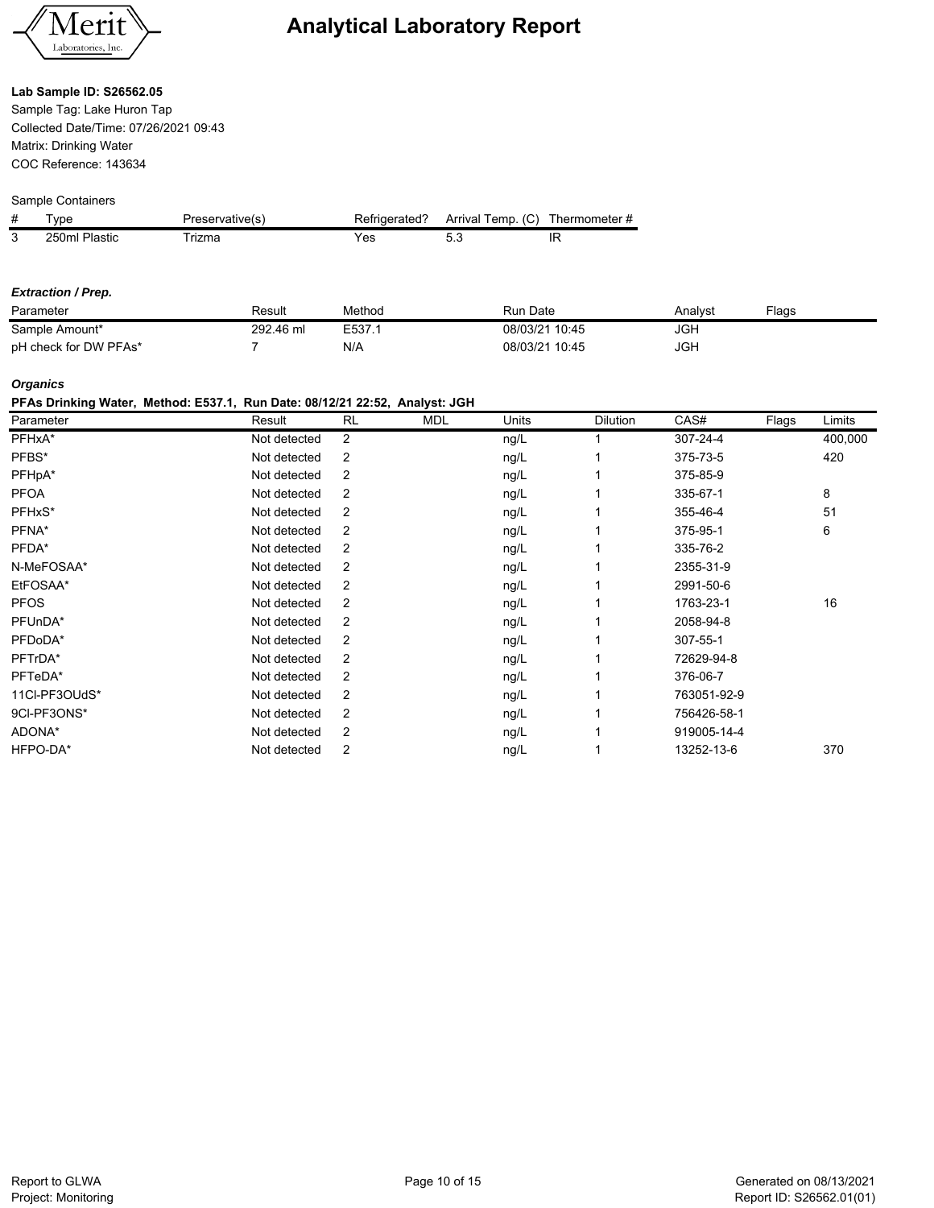# Analytical Laboratory Report

**Lab Sample ID: S26562.05**

Sample Tag: Lake Huron Tap
Collected Date/Time: 07/26/2021 09:43
Matrix: Drinking Water
COC Reference: 143634

Sample Containers

| # | Type | Preservative(s) | Refrigerated? | Arrival Temp. (C) | Thermometer # |
|---|---|---|---|---|---|
| 3 | 250ml Plastic | Trizma | Yes | 5.3 | IR |

***Extraction / Prep.***

| Parameter | Result | Method | Run Date | Analyst | Flags |
|---|---|---|---|---|---|
| Sample Amount* | 292.46 ml | E537.1 | 08/03/21 10:45 | JGH | |
| pH check for DW PFAs* | 7 | N/A | 08/03/21 10:45 | JGH | |

***Organics***

**PFAs Drinking Water, Method: E537.1, Run Date: 08/12/21 22:52, Analyst: JGH**

| Parameter | Result | RL | MDL | Units | Dilution | CAS# | Flags | Limits |
|---|---|---|---|---|---|---|---|---|
| PFHxA* | Not detected | 2 | | ng/L | 1 | 307-24-4 | | 400,000 |
| PFBS* | Not detected | 2 | | ng/L | 1 | 375-73-5 | | 420 |
| PFHpA* | Not detected | 2 | | ng/L | 1 | 375-85-9 | | |
| PFOA | Not detected | 2 | | ng/L | 1 | 335-67-1 | | 8 |
| PFHxS* | Not detected | 2 | | ng/L | 1 | 355-46-4 | | 51 |
| PFNA* | Not detected | 2 | | ng/L | 1 | 375-95-1 | | 6 |
| PFDA* | Not detected | 2 | | ng/L | 1 | 335-76-2 | | |
| N-MeFOSAA* | Not detected | 2 | | ng/L | 1 | 2355-31-9 | | |
| EtFOSAA* | Not detected | 2 | | ng/L | 1 | 2991-50-6 | | |
| PFOS | Not detected | 2 | | ng/L | 1 | 1763-23-1 | | 16 |
| PFUnDA* | Not detected | 2 | | ng/L | 1 | 2058-94-8 | | |
| PFDoDA* | Not detected | 2 | | ng/L | 1 | 307-55-1 | | |
| PFTrDA* | Not detected | 2 | | ng/L | 1 | 72629-94-8 | | |
| PFTeDA* | Not detected | 2 | | ng/L | 1 | 376-06-7 | | |
| 11Cl-PF3OUdS* | Not detected | 2 | | ng/L | 1 | 763051-92-9 | | |
| 9Cl-PF3ONS* | Not detected | 2 | | ng/L | 1 | 756426-58-1 | | |
| ADONA* | Not detected | 2 | | ng/L | 1 | 919005-14-4 | | |
| HFPO-DA* | Not detected | 2 | | ng/L | 1 | 13252-13-6 | | 370 |

Report to GLWA
Project: Monitoring

Generated on 08/13/2021
Report ID: S26562.01(01)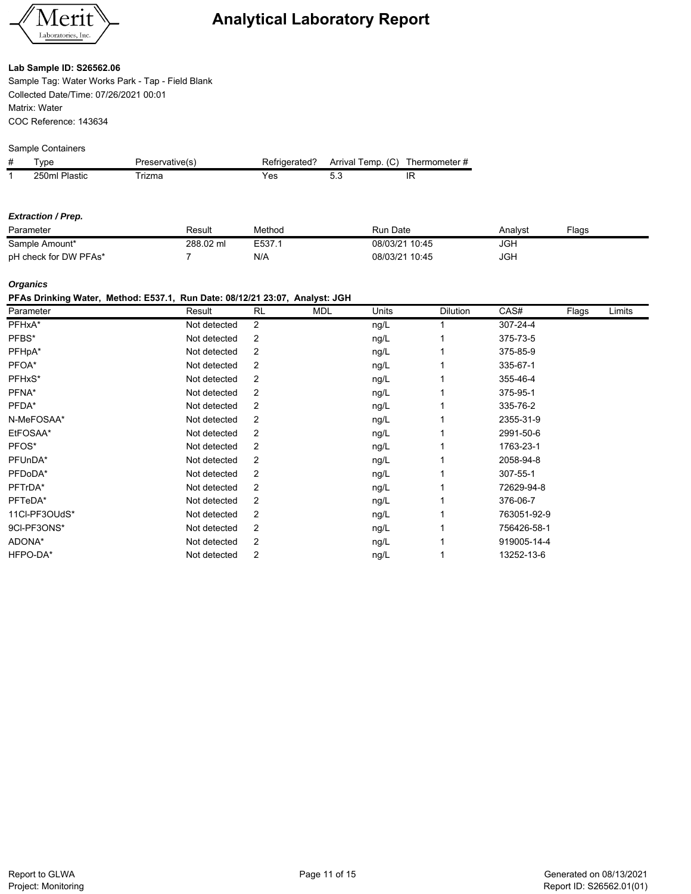# Analytical Laboratory Report

**Lab Sample ID: S26562.06**

Sample Tag: Water Works Park - Tap - Field Blank
Collected Date/Time: 07/26/2021 00:01
Matrix: Water
COC Reference: 143634

Sample Containers

| # | Type | Preservative(s) | Refrigerated? | Arrival Temp. (C) | Thermometer # |
|---|---|---|---|---|---|
| 1 | 250ml Plastic | Trizma | Yes | 5.3 | IR |

***Extraction / Prep.***

| Parameter | Result | Method | Run Date | Analyst | Flags |
|---|---|---|---|---|---|
| Sample Amount* | 288.02 ml | E537.1 | 08/03/21 10:45 | JGH | |
| pH check for DW PFAs* | 7 | N/A | 08/03/21 10:45 | JGH | |

***Organics***

**PFAs Drinking Water, Method: E537.1, Run Date: 08/12/21 23:07, Analyst: JGH**

| Parameter | Result | RL | MDL | Units | Dilution | CAS# | Flags | Limits |
|---|---|---|---|---|---|---|---|---|
| PFHxA* | Not detected | 2 | | ng/L | 1 | 307-24-4 | | |
| PFBS* | Not detected | 2 | | ng/L | 1 | 375-73-5 | | |
| PFHpA* | Not detected | 2 | | ng/L | 1 | 375-85-9 | | |
| PFOA* | Not detected | 2 | | ng/L | 1 | 335-67-1 | | |
| PFHxS* | Not detected | 2 | | ng/L | 1 | 355-46-4 | | |
| PFNA* | Not detected | 2 | | ng/L | 1 | 375-95-1 | | |
| PFDA* | Not detected | 2 | | ng/L | 1 | 335-76-2 | | |
| N-MeFOSAA* | Not detected | 2 | | ng/L | 1 | 2355-31-9 | | |
| EtFOSAA* | Not detected | 2 | | ng/L | 1 | 2991-50-6 | | |
| PFOS* | Not detected | 2 | | ng/L | 1 | 1763-23-1 | | |
| PFUnDA* | Not detected | 2 | | ng/L | 1 | 2058-94-8 | | |
| PFDoDA* | Not detected | 2 | | ng/L | 1 | 307-55-1 | | |
| PFTrDA* | Not detected | 2 | | ng/L | 1 | 72629-94-8 | | |
| PFTeDA* | Not detected | 2 | | ng/L | 1 | 376-06-7 | | |
| 11Cl-PF3OUdS* | Not detected | 2 | | ng/L | 1 | 763051-92-9 | | |
| 9Cl-PF3ONS* | Not detected | 2 | | ng/L | 1 | 756426-58-1 | | |
| ADONA* | Not detected | 2 | | ng/L | 1 | 919005-14-4 | | |
| HFPO-DA* | Not detected | 2 | | ng/L | 1 | 13252-13-6 | | |

Report to GLWA
Project: Monitoring

Generated on 08/13/2021
Report ID: S26562.01(01)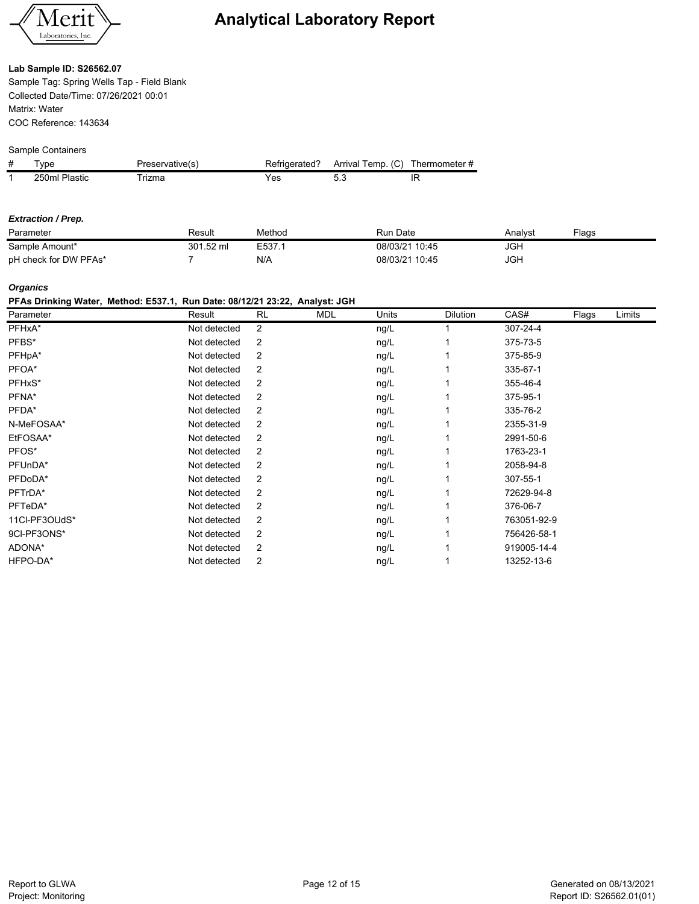# Analytical Laboratory Report

**Lab Sample ID: S26562.07**

Sample Tag: Spring Wells Tap - Field Blank
Collected Date/Time: 07/26/2021 00:01
Matrix: Water
COC Reference: 143634

Sample Containers

| # | Type | Preservative(s) | Refrigerated? | Arrival Temp. (C) | Thermometer # |
|---|---|---|---|---|---|
| 1 | 250ml Plastic | Trizma | Yes | 5.3 | IR |

***Extraction / Prep.***

| Parameter | Result | Method | Run Date | Analyst | Flags |
|---|---|---|---|---|---|
| Sample Amount* | 301.52 ml | E537.1 | 08/03/21 10:45 | JGH | |
| pH check for DW PFAs* | 7 | N/A | 08/03/21 10:45 | JGH | |

***Organics***

**PFAs Drinking Water, Method: E537.1, Run Date: 08/12/21 23:22, Analyst: JGH**

| Parameter | Result | RL | MDL | Units | Dilution | CAS# | Flags | Limits |
|---|---|---|---|---|---|---|---|---|
| PFHxA* | Not detected | 2 | | ng/L | 1 | 307-24-4 | | |
| PFBS* | Not detected | 2 | | ng/L | 1 | 375-73-5 | | |
| PFHpA* | Not detected | 2 | | ng/L | 1 | 375-85-9 | | |
| PFOA* | Not detected | 2 | | ng/L | 1 | 335-67-1 | | |
| PFHxS* | Not detected | 2 | | ng/L | 1 | 355-46-4 | | |
| PFNA* | Not detected | 2 | | ng/L | 1 | 375-95-1 | | |
| PFDA* | Not detected | 2 | | ng/L | 1 | 335-76-2 | | |
| N-MeFOSAA* | Not detected | 2 | | ng/L | 1 | 2355-31-9 | | |
| EtFOSAA* | Not detected | 2 | | ng/L | 1 | 2991-50-6 | | |
| PFOS* | Not detected | 2 | | ng/L | 1 | 1763-23-1 | | |
| PFUnDA* | Not detected | 2 | | ng/L | 1 | 2058-94-8 | | |
| PFDoDA* | Not detected | 2 | | ng/L | 1 | 307-55-1 | | |
| PFTrDA* | Not detected | 2 | | ng/L | 1 | 72629-94-8 | | |
| PFTeDA* | Not detected | 2 | | ng/L | 1 | 376-06-7 | | |
| 11Cl-PF3OUdS* | Not detected | 2 | | ng/L | 1 | 763051-92-9 | | |
| 9Cl-PF3ONS* | Not detected | 2 | | ng/L | 1 | 756426-58-1 | | |
| ADONA* | Not detected | 2 | | ng/L | 1 | 919005-14-4 | | |
| HFPO-DA* | Not detected | 2 | | ng/L | 1 | 13252-13-6 | | |

Report to GLWA
Project: Monitoring

Generated on 08/13/2021
Report ID: S26562.01(01)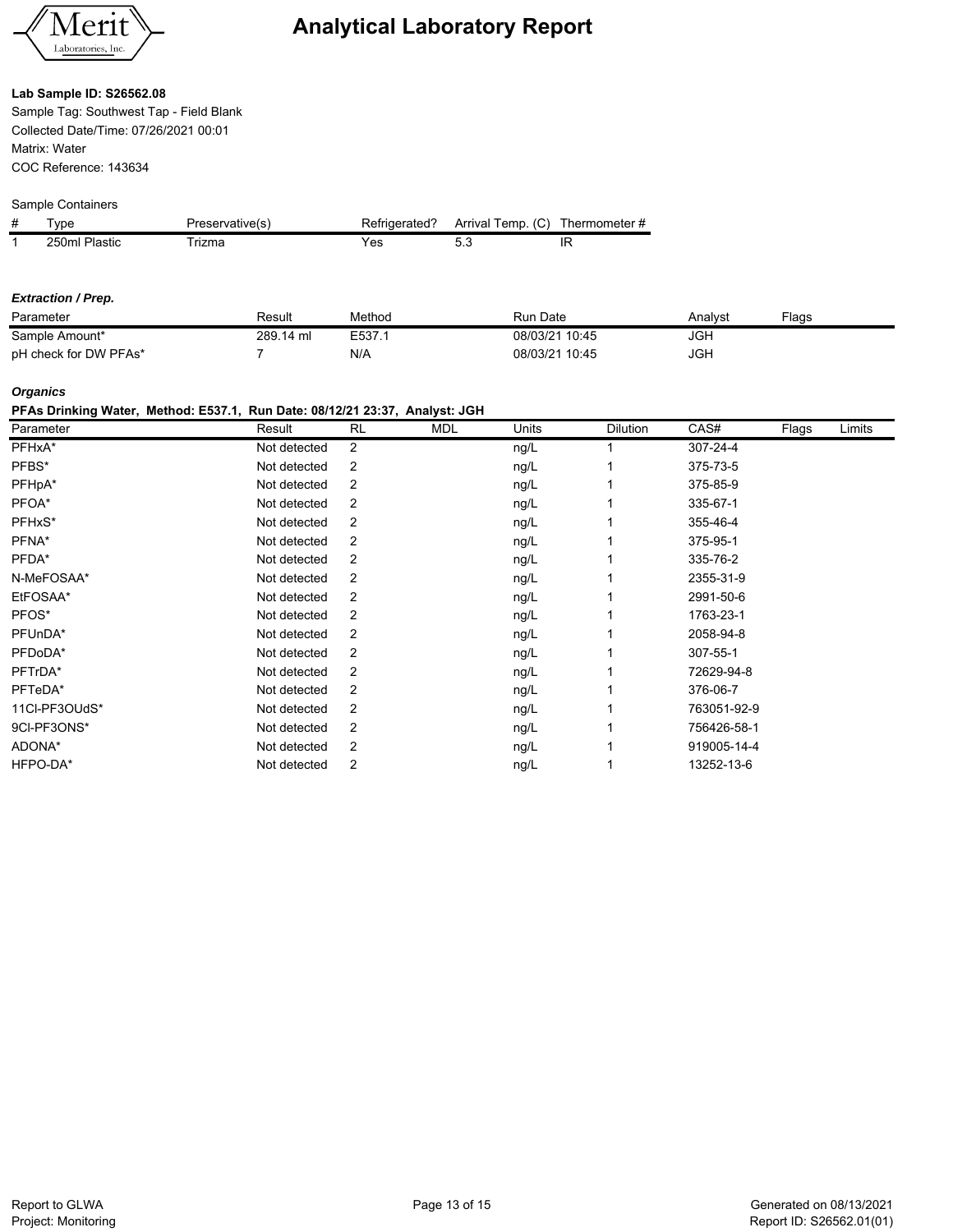# Analytical Laboratory Report

**Lab Sample ID: S26562.08**

Sample Tag: Southwest Tap - Field Blank
Collected Date/Time: 07/26/2021 00:01
Matrix: Water
COC Reference: 143634

Sample Containers

| # | Type | Preservative(s) | Refrigerated? | Arrival Temp. (C) | Thermometer # |
|---|---|---|---|---|---|
| 1 | 250ml Plastic | Trizma | Yes | 5.3 | IR |

***Extraction / Prep.***

| Parameter | Result | Method | Run Date | Analyst | Flags |
|---|---|---|---|---|---|
| Sample Amount* | 289.14 ml | E537.1 | 08/03/21 10:45 | JGH | |
| pH check for DW PFAs* | 7 | N/A | 08/03/21 10:45 | JGH | |

***Organics***

**PFAs Drinking Water, Method: E537.1, Run Date: 08/12/21 23:37, Analyst: JGH**

| Parameter | Result | RL | MDL | Units | Dilution | CAS# | Flags | Limits |
|---|---|---|---|---|---|---|---|---|
| PFHxA* | Not detected | 2 | | ng/L | 1 | 307-24-4 | | |
| PFBS* | Not detected | 2 | | ng/L | 1 | 375-73-5 | | |
| PFHpA* | Not detected | 2 | | ng/L | 1 | 375-85-9 | | |
| PFOA* | Not detected | 2 | | ng/L | 1 | 335-67-1 | | |
| PFHxS* | Not detected | 2 | | ng/L | 1 | 355-46-4 | | |
| PFNA* | Not detected | 2 | | ng/L | 1 | 375-95-1 | | |
| PFDA* | Not detected | 2 | | ng/L | 1 | 335-76-2 | | |
| N-MeFOSAA* | Not detected | 2 | | ng/L | 1 | 2355-31-9 | | |
| EtFOSAA* | Not detected | 2 | | ng/L | 1 | 2991-50-6 | | |
| PFOS* | Not detected | 2 | | ng/L | 1 | 1763-23-1 | | |
| PFUnDA* | Not detected | 2 | | ng/L | 1 | 2058-94-8 | | |
| PFDoDA* | Not detected | 2 | | ng/L | 1 | 307-55-1 | | |
| PFTrDA* | Not detected | 2 | | ng/L | 1 | 72629-94-8 | | |
| PFTeDA* | Not detected | 2 | | ng/L | 1 | 376-06-7 | | |
| 11Cl-PF3OUdS* | Not detected | 2 | | ng/L | 1 | 763051-92-9 | | |
| 9Cl-PF3ONS* | Not detected | 2 | | ng/L | 1 | 756426-58-1 | | |
| ADONA* | Not detected | 2 | | ng/L | 1 | 919005-14-4 | | |
| HFPO-DA* | Not detected | 2 | | ng/L | 1 | 13252-13-6 | | |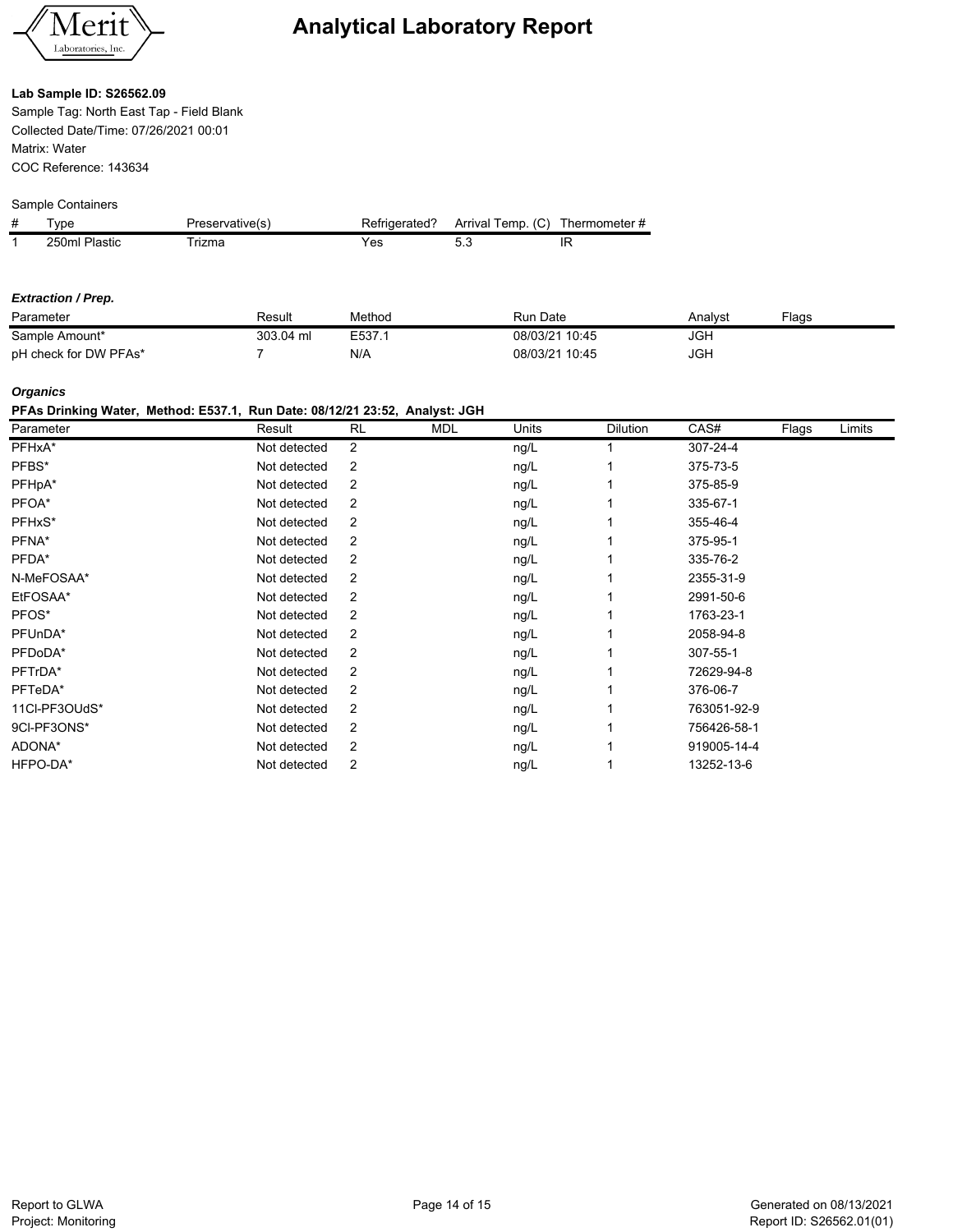# Analytical Laboratory Report

**Lab Sample ID: S26562.09**

Sample Tag: North East Tap - Field Blank
Collected Date/Time: 07/26/2021 00:01
Matrix: Water
COC Reference: 143634

Sample Containers

| # | Type | Preservative(s) | Refrigerated? | Arrival Temp. (C) | Thermometer # |
|---|---|---|---|---|---|
| 1 | 250ml Plastic | Trizma | Yes | 5.3 | IR |

***Extraction / Prep.***

| Parameter | Result | Method | Run Date | Analyst | Flags |
|---|---|---|---|---|---|
| Sample Amount* | 303.04 ml | E537.1 | 08/03/21 10:45 | JGH | |
| pH check for DW PFAs* | 7 | N/A | 08/03/21 10:45 | JGH | |

***Organics***

**PFAs Drinking Water, Method: E537.1, Run Date: 08/12/21 23:52, Analyst: JGH**

| Parameter | Result | RL | MDL | Units | Dilution | CAS# | Flags | Limits |
|---|---|---|---|---|---|---|---|---|
| PFHxA* | Not detected | 2 | | ng/L | 1 | 307-24-4 | | |
| PFBS* | Not detected | 2 | | ng/L | 1 | 375-73-5 | | |
| PFHpA* | Not detected | 2 | | ng/L | 1 | 375-85-9 | | |
| PFOA* | Not detected | 2 | | ng/L | 1 | 335-67-1 | | |
| PFHxS* | Not detected | 2 | | ng/L | 1 | 355-46-4 | | |
| PFNA* | Not detected | 2 | | ng/L | 1 | 375-95-1 | | |
| PFDA* | Not detected | 2 | | ng/L | 1 | 335-76-2 | | |
| N-MeFOSAA* | Not detected | 2 | | ng/L | 1 | 2355-31-9 | | |
| EtFOSAA* | Not detected | 2 | | ng/L | 1 | 2991-50-6 | | |
| PFOS* | Not detected | 2 | | ng/L | 1 | 1763-23-1 | | |
| PFUnDA* | Not detected | 2 | | ng/L | 1 | 2058-94-8 | | |
| PFDoDA* | Not detected | 2 | | ng/L | 1 | 307-55-1 | | |
| PFTrDA* | Not detected | 2 | | ng/L | 1 | 72629-94-8 | | |
| PFTeDA* | Not detected | 2 | | ng/L | 1 | 376-06-7 | | |
| 11Cl-PF3OUdS* | Not detected | 2 | | ng/L | 1 | 763051-92-9 | | |
| 9Cl-PF3ONS* | Not detected | 2 | | ng/L | 1 | 756426-58-1 | | |
| ADONA* | Not detected | 2 | | ng/L | 1 | 919005-14-4 | | |
| HFPO-DA* | Not detected | 2 | | ng/L | 1 | 13252-13-6 | | |

Report to GLWA
Project: Monitoring

Generated on 08/13/2021
Report ID: S26562.01(01)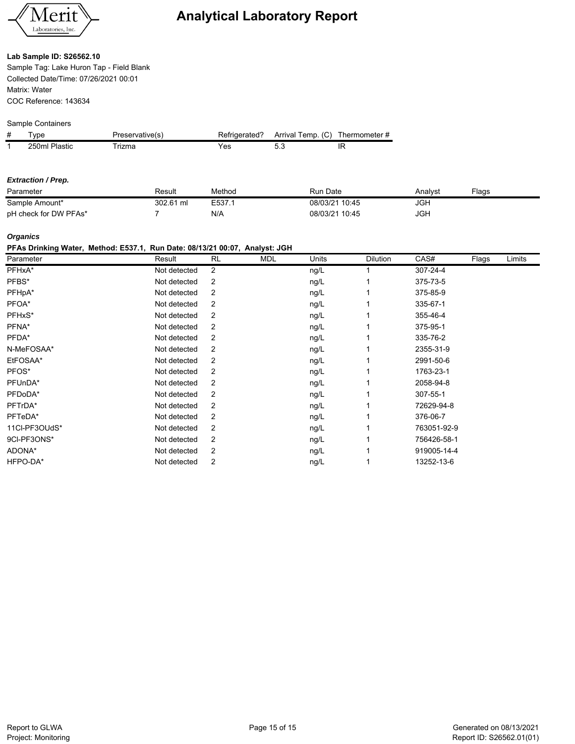# Analytical Laboratory Report

**Lab Sample ID: S26562.10**

Sample Tag: Lake Huron Tap - Field Blank
Collected Date/Time: 07/26/2021 00:01
Matrix: Water
COC Reference: 143634

Sample Containers

| # | Type | Preservative(s) | Refrigerated? | Arrival Temp. (C) | Thermometer # |
|---|---|---|---|---|---|
| 1 | 250ml Plastic | Trizma | Yes | 5.3 | IR |

***Extraction / Prep.***

| Parameter | Result | Method | Run Date | Analyst | Flags |
|---|---|---|---|---|---|
| Sample Amount* | 302.61 ml | E537.1 | 08/03/21 10:45 | JGH | |
| pH check for DW PFAs* | 7 | N/A | 08/03/21 10:45 | JGH | |

***Organics***

**PFAs Drinking Water, Method: E537.1, Run Date: 08/13/21 00:07, Analyst: JGH**

| Parameter | Result | RL | MDL | Units | Dilution | CAS# | Flags | Limits |
|---|---|---|---|---|---|---|---|---|
| PFHxA* | Not detected | 2 | | ng/L | 1 | 307-24-4 | | |
| PFBS* | Not detected | 2 | | ng/L | 1 | 375-73-5 | | |
| PFHpA* | Not detected | 2 | | ng/L | 1 | 375-85-9 | | |
| PFOA* | Not detected | 2 | | ng/L | 1 | 335-67-1 | | |
| PFHxS* | Not detected | 2 | | ng/L | 1 | 355-46-4 | | |
| PFNA* | Not detected | 2 | | ng/L | 1 | 375-95-1 | | |
| PFDA* | Not detected | 2 | | ng/L | 1 | 335-76-2 | | |
| N-MeFOSAA* | Not detected | 2 | | ng/L | 1 | 2355-31-9 | | |
| EtFOSAA* | Not detected | 2 | | ng/L | 1 | 2991-50-6 | | |
| PFOS* | Not detected | 2 | | ng/L | 1 | 1763-23-1 | | |
| PFUnDA* | Not detected | 2 | | ng/L | 1 | 2058-94-8 | | |
| PFDoDA* | Not detected | 2 | | ng/L | 1 | 307-55-1 | | |
| PFTrDA* | Not detected | 2 | | ng/L | 1 | 72629-94-8 | | |
| PFTeDA* | Not detected | 2 | | ng/L | 1 | 376-06-7 | | |
| 11Cl-PF3OUdS* | Not detected | 2 | | ng/L | 1 | 763051-92-9 | | |
| 9Cl-PF3ONS* | Not detected | 2 | | ng/L | 1 | 756426-58-1 | | |
| ADONA* | Not detected | 2 | | ng/L | 1 | 919005-14-4 | | |
| HFPO-DA* | Not detected | 2 | | ng/L | 1 | 13252-13-6 | | |

Report to GLWA
Project: Monitoring

Generated on 08/13/2021
Report ID: S26562.01(01)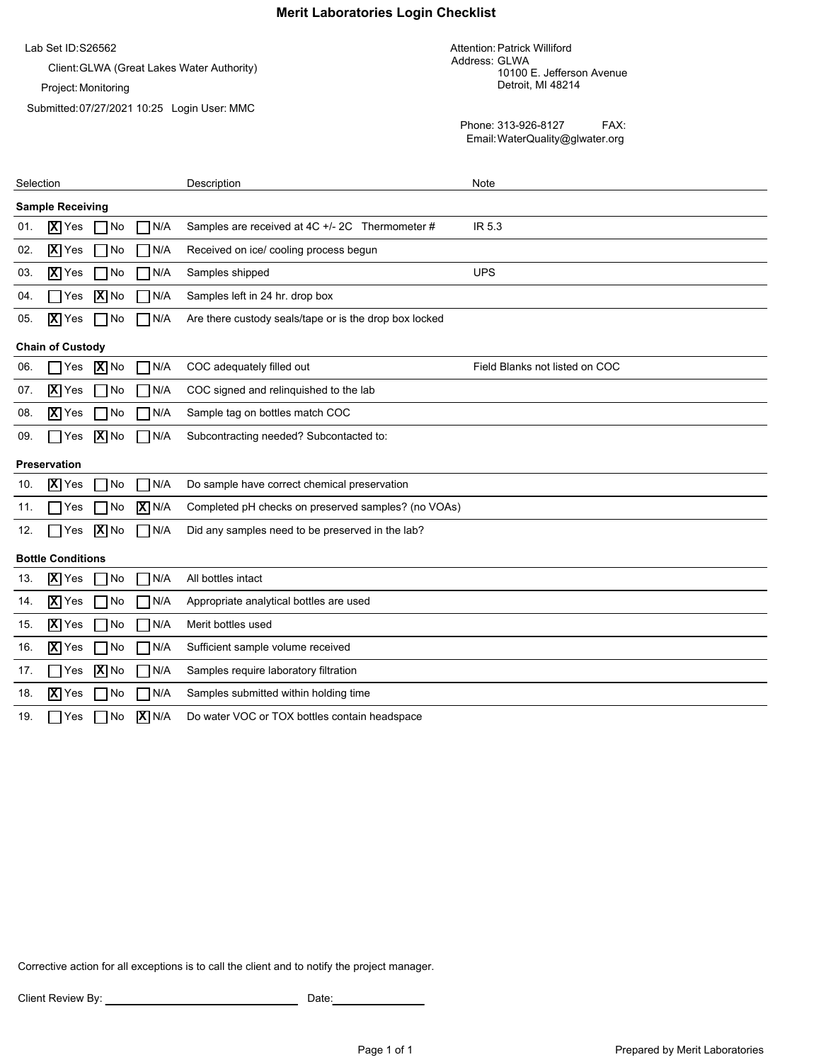# Merit Laboratories Login Checklist

Lab Set ID: S26562

Client: GLWA (Great Lakes Water Authority)

Project: Monitoring

Submitted: 07/27/2021 10:25 Login User: MMC

Attention: Patrick Williford

Address: GLWA
10100 E. Jefferson Avenue
Detroit, MI 48214

Phone: 313-926-8127 FAX:

Email: WaterQuality@glwater.org

| Selection | Yes | No | N/A | Description | Note |
|---|---|---|---|---|---|
| **Sample Receiving** | | | | | |
| 01. | [X] | [ ] | [ ] | Samples are received at 4C +/- 2C Thermometer # | IR 5.3 |
| 02. | [X] | [ ] | [ ] | Received on ice/ cooling process begun | |
| 03. | [X] | [ ] | [ ] | Samples shipped | UPS |
| 04. | [ ] | [X] | [ ] | Samples left in 24 hr. drop box | |
| 05. | [X] | [ ] | [ ] | Are there custody seals/tape or is the drop box locked | |
| **Chain of Custody** | | | | | |
| 06. | [ ] | [X] | [ ] | COC adequately filled out | Field Blanks not listed on COC |
| 07. | [X] | [ ] | [ ] | COC signed and relinquished to the lab | |
| 08. | [X] | [ ] | [ ] | Sample tag on bottles match COC | |
| 09. | [ ] | [X] | [ ] | Subcontracting needed? Subcontacted to: | |
| **Preservation** | | | | | |
| 10. | [X] | [ ] | [ ] | Do sample have correct chemical preservation | |
| 11. | [ ] | [ ] | [X] | Completed pH checks on preserved samples? (no VOAs) | |
| 12. | [ ] | [X] | [ ] | Did any samples need to be preserved in the lab? | |
| **Bottle Conditions** | | | | | |
| 13. | [X] | [ ] | [ ] | All bottles intact | |
| 14. | [X] | [ ] | [ ] | Appropriate analytical bottles are used | |
| 15. | [X] | [ ] | [ ] | Merit bottles used | |
| 16. | [X] | [ ] | [ ] | Sufficient sample volume received | |
| 17. | [ ] | [X] | [ ] | Samples require laboratory filtration | |
| 18. | [X] | [ ] | [ ] | Samples submitted within holding time | |
| 19. | [ ] | [ ] | [X] | Do water VOC or TOX bottles contain headspace | |

Corrective action for all exceptions is to call the client and to notify the project manager.

Client Review By: ______________________________ Date: ______________

Prepared by Merit Laboratories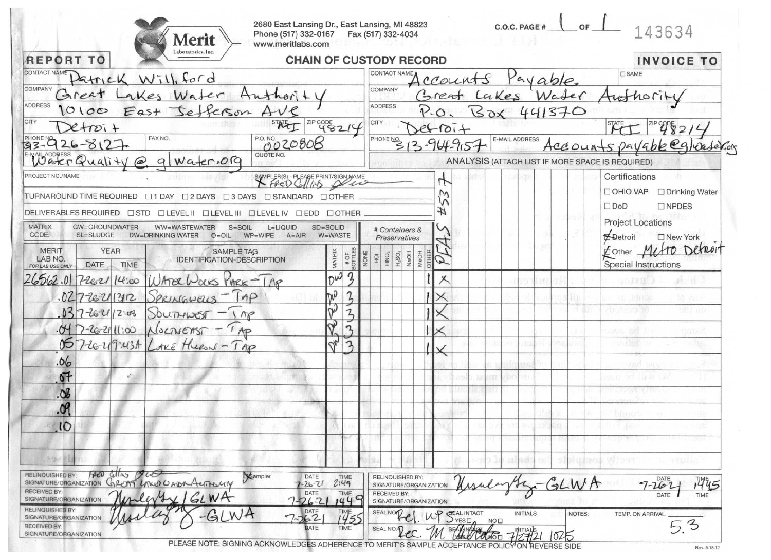**Merit** Laboratories, Inc.

2680 East Lansing Dr., East Lansing, MI 48823
Phone (517) 332-0167 Fax (517) 332-4034
www.meritlabs.com

C.O.C. PAGE # 1 OF 1

143634

# CHAIN OF CUSTODY RECORD

## REPORT TO

CONTACT NAME: Patrick Williford
COMPANY: Great Lakes Water Authority
ADDRESS: 10100 East Jefferson AVE
CITY: Detroit STATE: MI ZIP CODE: 48214
PHONE NO.: 313-926-8127 FAX NO.:
P.O. NO.: 0020808
E-MAIL ADDRESS: WaterQuality@glwater.org
QUOTE NO.:

## INVOICE TO

☐ SAME
CONTACT NAME: Accounts Payable
COMPANY: Great Lakes Water Authority
ADDRESS: P.O. Box 441370
CITY: Detroit STATE: MI ZIP CODE: 48214
PHONE NO.: 313-964-9157
E-MAIL ADDRESS: Accountspayable@glwater.org

PROJECT NO./NAME:
SAMPLER(S) - PLEASE PRINT/SIGN NAME: Fred Collins

TURNAROUND TIME REQUIRED ☐ 1 DAY ☐ 2 DAYS ☐ 3 DAYS ☐ STANDARD ☐ OTHER

DELIVERABLES REQUIRED ☐ STD ☐ LEVEL II ☐ LEVEL III ☐ LEVEL IV ☐ EDD ☐ OTHER

MATRIX CODE: GW=GROUNDWATER WW=WASTEWATER S=SOIL L=LIQUID SD=SOLID SL=SLUDGE DW=DRINKING WATER O=OIL WP=WIPE A=AIR W=WASTE

ANALYSIS (ATTACH LIST IF MORE SPACE IS REQUIRED): PFAS #537

| MERIT LAB NO. (FOR LAB USE ONLY) | DATE | TIME | SAMPLE TAG IDENTIFICATION-DESCRIPTION | MATRIX | # OF BOTTLES | NONE | HCl | $HNO_3$ | $H_2SO_4$ | NaOH | MeOH | OTHER | PFAS #537 |
|---|---|---|---|---|---|---|---|---|---|---|---|---|---|
| 26562.01 | 7-26-21 | 14:00 | Water Works Park - Tap | DW | 3 | | | | | | | 1 | X |
| .02 | 7-26-21 | 13:12 | Springwells - Tap | DW | 3 | | | | | | | 1 | X |
| .03 | 7-26-21 | 12:08 | Southwest - Tap | DW | 3 | | | | | | | 1 | X |
| .04 | 7-26-21 | 11:00 | Northeast - Tap | DW | 3 | | | | | | | 1 | X |
| .05 | 7-26-21 | 9:43A | Lake Huron - Tap | DW | 3 | | | | | | | 1 | X |
| .06 | | | | | | | | | | | | | |
| .07 | | | | | | | | | | | | | |
| .08 | | | | | | | | | | | | | |
| .09 | | | | | | | | | | | | | |
| .10 | | | | | | | | | | | | | |

Certifications: ☐ OHIO VAP ☐ Drinking Water ☐ DoD ☐ NPDES

Project Locations: ☒ Detroit ☐ New York ☒ Other Metro Detroit

Special Instructions

| | | | | |
|---|---|---|---|---|
| RELINQUISHED BY: SIGNATURE/ORGANIZATION: Fred Collins, Great Lakes Water Authority ☒ Sampler | DATE 7-26-21 | TIME 2:49 | RELINQUISHED BY: SIGNATURE/ORGANIZATION: GLWA | DATE 7-26-21 TIME 1445 |
| RECEIVED BY: SIGNATURE/ORGANIZATION: GLWA | DATE 7-26-21 | TIME 1449 | RECEIVED BY: SIGNATURE/ORGANIZATION: | DATE TIME |
| RELINQUISHED BY: SIGNATURE/ORGANIZATION: GLWA | DATE 7-26-21 | TIME 1455 | SEAL NO.: Rel. UPS SEAL INTACT YES ☐ NO ☐ INITIALS | NOTES: TEMP. ON ARRIVAL 5.3 |
| RECEIVED BY: SIGNATURE/ORGANIZATION: | DATE | TIME | SEAL NO.: Rec. M SEAL INTACT YES ☐ NO ☐ INITIALS 7/27/21 1025 | |

PLEASE NOTE: SIGNING ACKNOWLEDGES ADHERENCE TO MERIT'S SAMPLE ACCEPTANCE POLICY ON REVERSE SIDE

Rev. 5.18.12